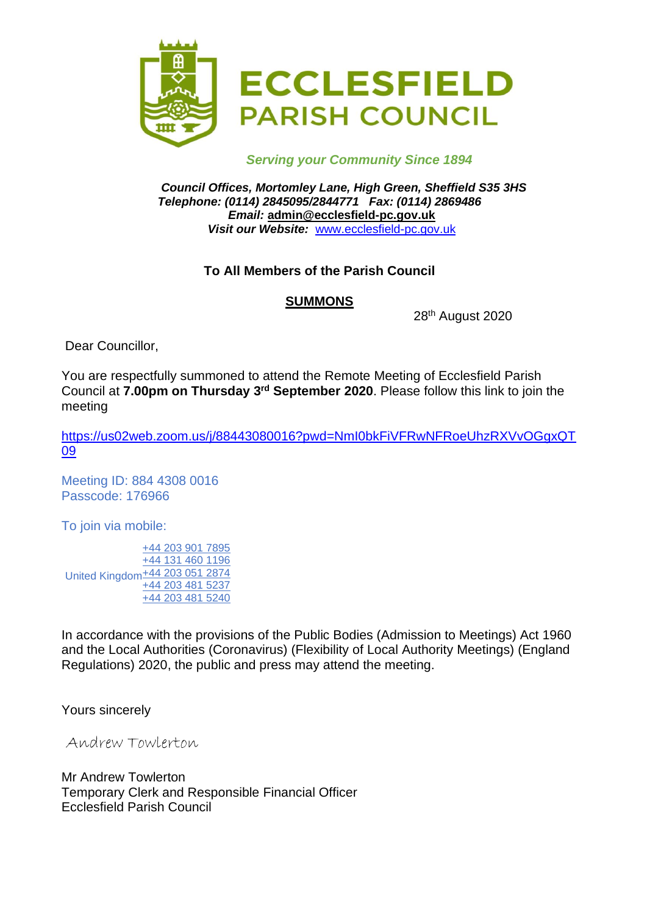# ECCLESFIELD PARISH COUNCIL

*Serving your Community Since 1894*

***Council Offices, Mortomley Lane, High Green, Sheffield S35 3HS***
***Telephone: (0114) 2845095/2844771 Fax: (0114) 2869486***
***Email:* admin@ecclesfield-pc.gov.uk**
***Visit our Website:*** www.ecclesfield-pc.gov.uk

**To All Members of the Parish Council**

**SUMMONS**

28th August 2020

Dear Councillor,

You are respectfully summoned to attend the Remote Meeting of Ecclesfield Parish Council at **7.00pm on Thursday 3rd September 2020**. Please follow this link to join the meeting

https://us02web.zoom.us/j/88443080016?pwd=NmI0bkFiVFRwNFRoeUhzRXVvOGgxQT09

Meeting ID: 884 4308 0016
Passcode: 176966

To join via mobile:

United Kingdom
+44 203 901 7895
+44 131 460 1196
+44 203 051 2874
+44 203 481 5237
+44 203 481 5240

In accordance with the provisions of the Public Bodies (Admission to Meetings) Act 1960 and the Local Authorities (Coronavirus) (Flexibility of Local Authority Meetings) (England Regulations) 2020, the public and press may attend the meeting.

Yours sincerely

Andrew Towlerton

Mr Andrew Towlerton
Temporary Clerk and Responsible Financial Officer
Ecclesfield Parish Council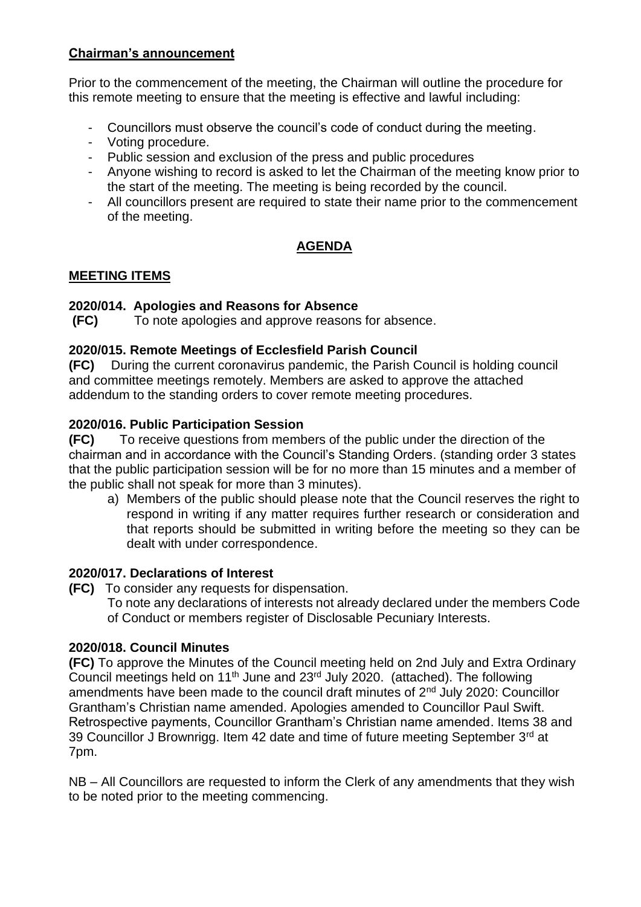**Chairman's announcement**

Prior to the commencement of the meeting, the Chairman will outline the procedure for this remote meeting to ensure that the meeting is effective and lawful including:

- Councillors must observe the council's code of conduct during the meeting.
- Voting procedure.
- Public session and exclusion of the press and public procedures
- Anyone wishing to record is asked to let the Chairman of the meeting know prior to the start of the meeting. The meeting is being recorded by the council.
- All councillors present are required to state their name prior to the commencement of the meeting.

## AGENDA

**MEETING ITEMS**

### 2020/014. Apologies and Reasons for Absence

**(FC)** To note apologies and approve reasons for absence.

### 2020/015. Remote Meetings of Ecclesfield Parish Council

**(FC)** During the current coronavirus pandemic, the Parish Council is holding council and committee meetings remotely. Members are asked to approve the attached addendum to the standing orders to cover remote meeting procedures.

### 2020/016. Public Participation Session

**(FC)** To receive questions from members of the public under the direction of the chairman and in accordance with the Council's Standing Orders. (standing order 3 states that the public participation session will be for no more than 15 minutes and a member of the public shall not speak for more than 3 minutes).

a) Members of the public should please note that the Council reserves the right to respond in writing if any matter requires further research or consideration and that reports should be submitted in writing before the meeting so they can be dealt with under correspondence.

### 2020/017. Declarations of Interest

**(FC)** To consider any requests for dispensation.
To note any declarations of interests not already declared under the members Code of Conduct or members register of Disclosable Pecuniary Interests.

### 2020/018. Council Minutes

**(FC)** To approve the Minutes of the Council meeting held on 2nd July and Extra Ordinary Council meetings held on 11th June and 23rd July 2020. (attached). The following amendments have been made to the council draft minutes of 2nd July 2020: Councillor Grantham's Christian name amended. Apologies amended to Councillor Paul Swift. Retrospective payments, Councillor Grantham's Christian name amended. Items 38 and 39 Councillor J Brownrigg. Item 42 date and time of future meeting September 3rd at 7pm.

NB – All Councillors are requested to inform the Clerk of any amendments that they wish to be noted prior to the meeting commencing.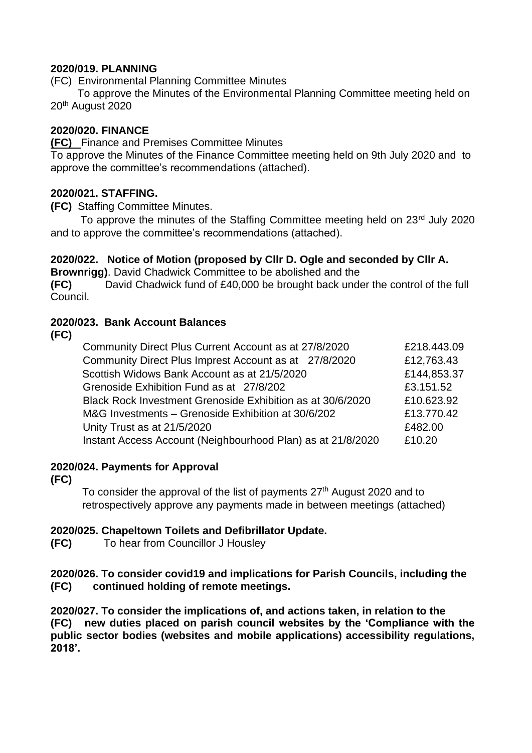**2020/019. PLANNING**

(FC) Environmental Planning Committee Minutes

To approve the Minutes of the Environmental Planning Committee meeting held on 20th August 2020

**2020/020. FINANCE**

**(FC)** Finance and Premises Committee Minutes

To approve the Minutes of the Finance Committee meeting held on 9th July 2020 and to approve the committee's recommendations (attached).

**2020/021. STAFFING.**

**(FC)** Staffing Committee Minutes.

To approve the minutes of the Staffing Committee meeting held on 23rd July 2020 and to approve the committee's recommendations (attached).

**2020/022. Notice of Motion (proposed by Cllr D. Ogle and seconded by Cllr A. Brownrigg)**. David Chadwick Committee to be abolished and the

**(FC)** David Chadwick fund of £40,000 be brought back under the control of the full Council.

**2020/023. Bank Account Balances**

**(FC)**

| | |
|---|---|
| Community Direct Plus Current Account as at 27/8/2020 | £218.443.09 |
| Community Direct Plus Imprest Account as at 27/8/2020 | £12,763.43 |
| Scottish Widows Bank Account as at 21/5/2020 | £144,853.37 |
| Grenoside Exhibition Fund as at 27/8/202 | £3.151.52 |
| Black Rock Investment Grenoside Exhibition as at 30/6/2020 | £10.623.92 |
| M&G Investments – Grenoside Exhibition at 30/6/202 | £13.770.42 |
| Unity Trust as at 21/5/2020 | £482.00 |
| Instant Access Account (Neighbourhood Plan) as at 21/8/2020 | £10.20 |

**2020/024. Payments for Approval**

**(FC)**

To consider the approval of the list of payments 27th August 2020 and to retrospectively approve any payments made in between meetings (attached)

**2020/025. Chapeltown Toilets and Defibrillator Update.**

**(FC)** To hear from Councillor J Housley

**2020/026. To consider covid19 and implications for Parish Councils, including the (FC) continued holding of remote meetings.**

**2020/027. To consider the implications of, and actions taken, in relation to the (FC) new duties placed on parish council websites by the 'Compliance with the public sector bodies (websites and mobile applications) accessibility regulations, 2018'.**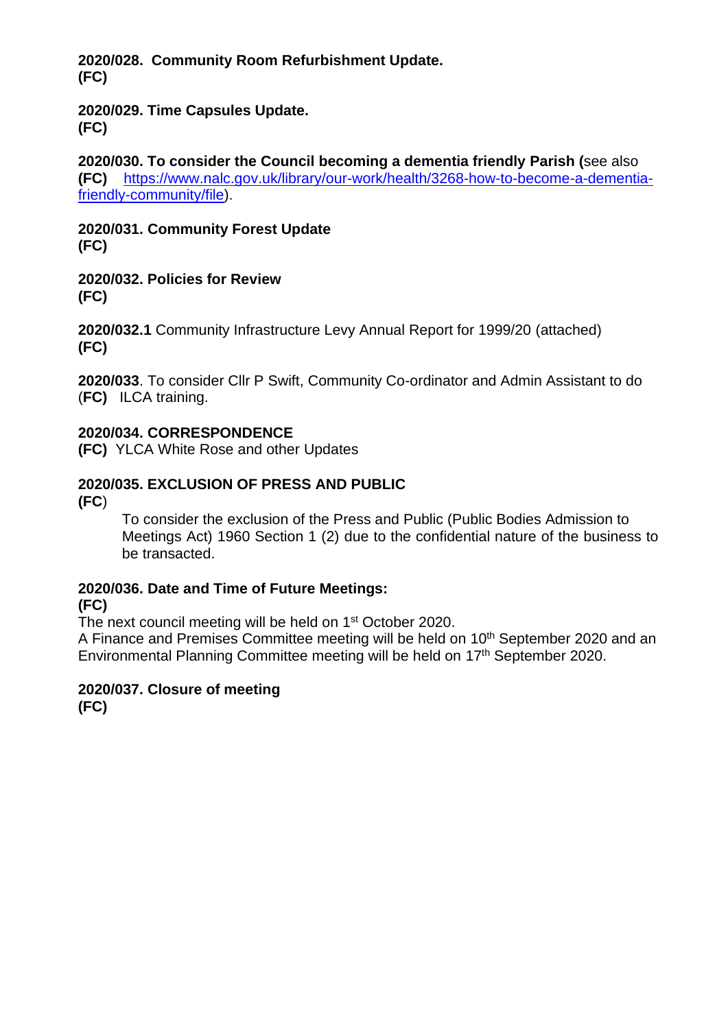**2020/028. Community Room Refurbishment Update.**
**(FC)**

**2020/029. Time Capsules Update.**
**(FC)**

**2020/030. To consider the Council becoming a dementia friendly Parish (**see also
**(FC)** [https://www.nalc.gov.uk/library/our-work/health/3268-how-to-become-a-dementia-friendly-community/file](https://www.nalc.gov.uk/library/our-work/health/3268-how-to-become-a-dementia-friendly-community/file)).

**2020/031. Community Forest Update**
**(FC)**

**2020/032. Policies for Review**
**(FC)**

**2020/032.1** Community Infrastructure Levy Annual Report for 1999/20 (attached)
**(FC)**

**2020/033**. To consider Cllr P Swift, Community Co-ordinator and Admin Assistant to do
(**FC)** ILCA training.

**2020/034. CORRESPONDENCE**
**(FC)** YLCA White Rose and other Updates

**2020/035. EXCLUSION OF PRESS AND PUBLIC**
**(FC**)

To consider the exclusion of the Press and Public (Public Bodies Admission to Meetings Act) 1960 Section 1 (2) due to the confidential nature of the business to be transacted.

**2020/036. Date and Time of Future Meetings:**
**(FC)**
The next council meeting will be held on 1st October 2020.
A Finance and Premises Committee meeting will be held on 10th September 2020 and an Environmental Planning Committee meeting will be held on 17th September 2020.

**2020/037. Closure of meeting**
**(FC)**